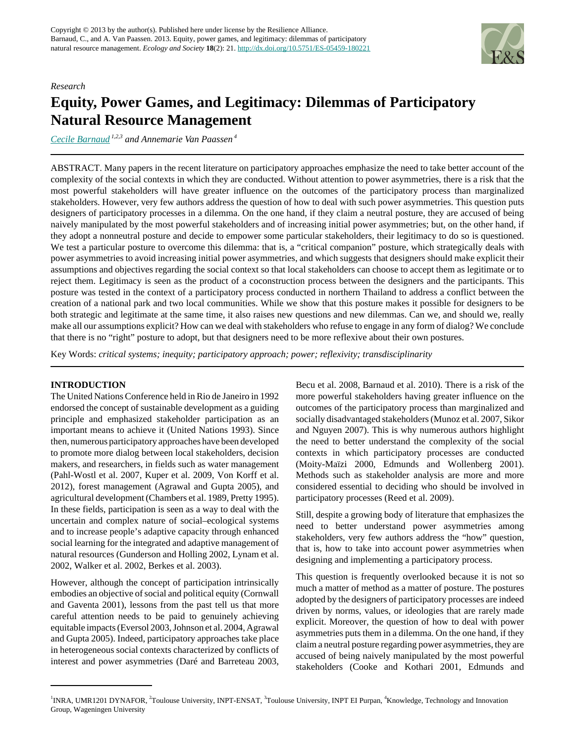Copyright © 2013 by the author(s). Published here under license by the Resilience Alliance.
Barnaud, C., and A. Van Paassen. 2013. Equity, power games, and legitimacy: dilemmas of participatory natural resource management. *Ecology and Society* **18**(2): 21. http://dx.doi.org/10.5751/ES-05459-180221

*Research*

# Equity, Power Games, and Legitimacy: Dilemmas of Participatory Natural Resource Management

*Cecile Barnaud* [1,2,3] *and Annemarie Van Paassen* [4]

ABSTRACT. Many papers in the recent literature on participatory approaches emphasize the need to take better account of the complexity of the social contexts in which they are conducted. Without attention to power asymmetries, there is a risk that the most powerful stakeholders will have greater influence on the outcomes of the participatory process than marginalized stakeholders. However, very few authors address the question of how to deal with such power asymmetries. This question puts designers of participatory processes in a dilemma. On the one hand, if they claim a neutral posture, they are accused of being naively manipulated by the most powerful stakeholders and of increasing initial power asymmetries; but, on the other hand, if they adopt a nonneutral posture and decide to empower some particular stakeholders, their legitimacy to do so is questioned. We test a particular posture to overcome this dilemma: that is, a "critical companion" posture, which strategically deals with power asymmetries to avoid increasing initial power asymmetries, and which suggests that designers should make explicit their assumptions and objectives regarding the social context so that local stakeholders can choose to accept them as legitimate or to reject them. Legitimacy is seen as the product of a coconstruction process between the designers and the participants. This posture was tested in the context of a participatory process conducted in northern Thailand to address a conflict between the creation of a national park and two local communities. While we show that this posture makes it possible for designers to be both strategic and legitimate at the same time, it also raises new questions and new dilemmas. Can we, and should we, really make all our assumptions explicit? How can we deal with stakeholders who refuse to engage in any form of dialog? We conclude that there is no "right" posture to adopt, but that designers need to be more reflexive about their own postures.

Key Words: *critical systems; inequity; participatory approach; power; reflexivity; transdisciplinarity*

## INTRODUCTION

The United Nations Conference held in Rio de Janeiro in 1992 endorsed the concept of sustainable development as a guiding principle and emphasized stakeholder participation as an important means to achieve it (United Nations 1993). Since then, numerous participatory approaches have been developed to promote more dialog between local stakeholders, decision makers, and researchers, in fields such as water management (Pahl-Wostl et al. 2007, Kuper et al. 2009, Von Korff et al. 2012), forest management (Agrawal and Gupta 2005), and agricultural development (Chambers et al. 1989, Pretty 1995). In these fields, participation is seen as a way to deal with the uncertain and complex nature of social–ecological systems and to increase people's adaptive capacity through enhanced social learning for the integrated and adaptive management of natural resources (Gunderson and Holling 2002, Lynam et al. 2002, Walker et al. 2002, Berkes et al. 2003).

However, although the concept of participation intrinsically embodies an objective of social and political equity (Cornwall and Gaventa 2001), lessons from the past tell us that more careful attention needs to be paid to genuinely achieving equitable impacts (Eversol 2003, Johnson et al. 2004, Agrawal and Gupta 2005). Indeed, participatory approaches take place in heterogeneous social contexts characterized by conflicts of interest and power asymmetries (Daré and Barreteau 2003, Becu et al. 2008, Barnaud et al. 2010). There is a risk of the more powerful stakeholders having greater influence on the outcomes of the participatory process than marginalized and socially disadvantaged stakeholders (Munoz et al. 2007, Sikor and Nguyen 2007). This is why numerous authors highlight the need to better understand the complexity of the social contexts in which participatory processes are conducted (Moity-Maïzi 2000, Edmunds and Wollenberg 2001). Methods such as stakeholder analysis are more and more considered essential to deciding who should be involved in participatory processes (Reed et al. 2009).

Still, despite a growing body of literature that emphasizes the need to better understand power asymmetries among stakeholders, very few authors address the "how" question, that is, how to take into account power asymmetries when designing and implementing a participatory process.

This question is frequently overlooked because it is not so much a matter of method as a matter of posture. The postures adopted by the designers of participatory processes are indeed driven by norms, values, or ideologies that are rarely made explicit. Moreover, the question of how to deal with power asymmetries puts them in a dilemma. On the one hand, if they claim a neutral posture regarding power asymmetries, they are accused of being naively manipulated by the most powerful stakeholders (Cooke and Kothari 2001, Edmunds and

[1]INRA, UMR1201 DYNAFOR, [2]Toulouse University, INPT-ENSAT, [3]Toulouse University, INPT EI Purpan, [4]Knowledge, Technology and Innovation Group, Wageningen University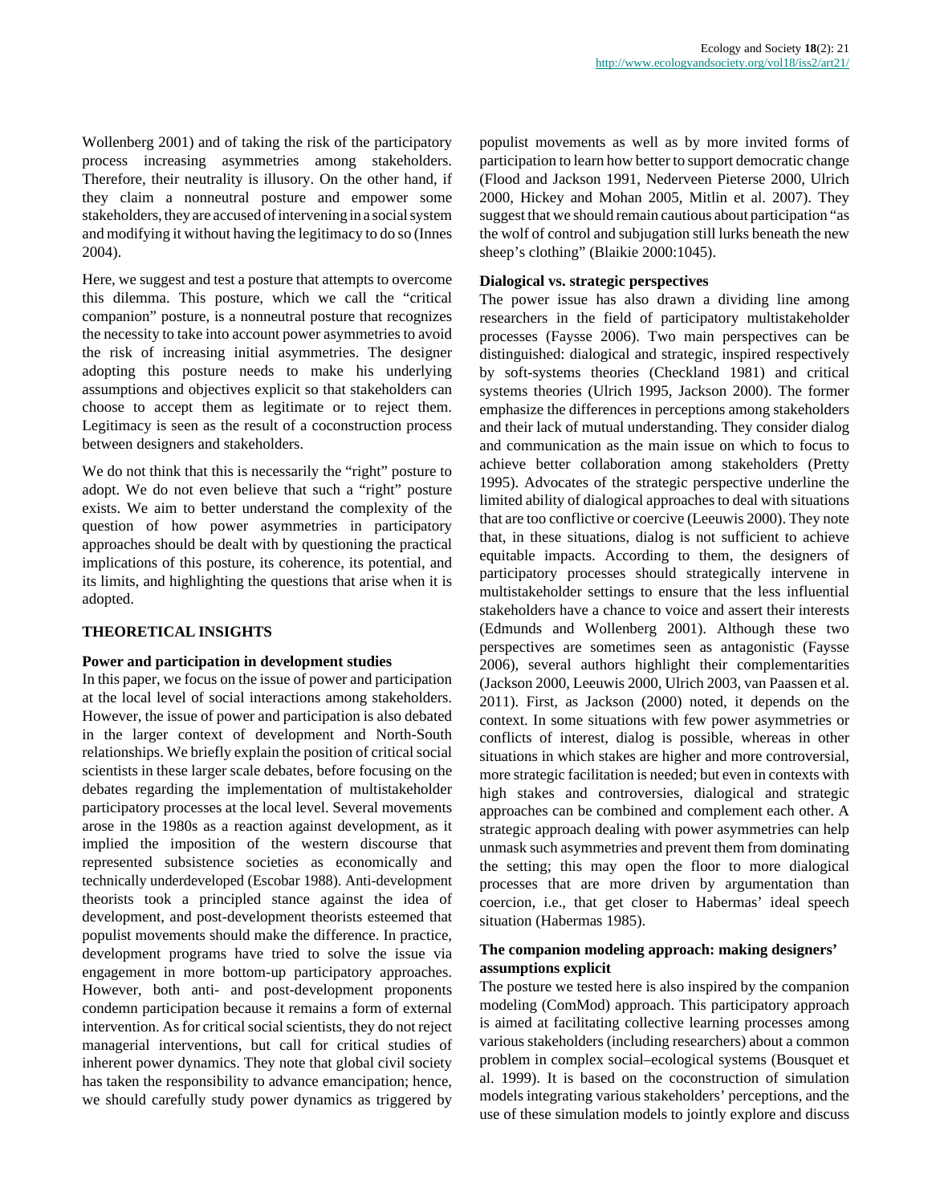Wollenberg 2001) and of taking the risk of the participatory process increasing asymmetries among stakeholders. Therefore, their neutrality is illusory. On the other hand, if they claim a nonneutral posture and empower some stakeholders, they are accused of intervening in a social system and modifying it without having the legitimacy to do so (Innes 2004).

Here, we suggest and test a posture that attempts to overcome this dilemma. This posture, which we call the "critical companion" posture, is a nonneutral posture that recognizes the necessity to take into account power asymmetries to avoid the risk of increasing initial asymmetries. The designer adopting this posture needs to make his underlying assumptions and objectives explicit so that stakeholders can choose to accept them as legitimate or to reject them. Legitimacy is seen as the result of a coconstruction process between designers and stakeholders.

We do not think that this is necessarily the "right" posture to adopt. We do not even believe that such a "right" posture exists. We aim to better understand the complexity of the question of how power asymmetries in participatory approaches should be dealt with by questioning the practical implications of this posture, its coherence, its potential, and its limits, and highlighting the questions that arise when it is adopted.

## THEORETICAL INSIGHTS

### Power and participation in development studies

In this paper, we focus on the issue of power and participation at the local level of social interactions among stakeholders. However, the issue of power and participation is also debated in the larger context of development and North-South relationships. We briefly explain the position of critical social scientists in these larger scale debates, before focusing on the debates regarding the implementation of multistakeholder participatory processes at the local level. Several movements arose in the 1980s as a reaction against development, as it implied the imposition of the western discourse that represented subsistence societies as economically and technically underdeveloped (Escobar 1988). Anti-development theorists took a principled stance against the idea of development, and post-development theorists esteemed that populist movements should make the difference. In practice, development programs have tried to solve the issue via engagement in more bottom-up participatory approaches. However, both anti- and post-development proponents condemn participation because it remains a form of external intervention. As for critical social scientists, they do not reject managerial interventions, but call for critical studies of inherent power dynamics. They note that global civil society has taken the responsibility to advance emancipation; hence, we should carefully study power dynamics as triggered by populist movements as well as by more invited forms of participation to learn how better to support democratic change (Flood and Jackson 1991, Nederveen Pieterse 2000, Ulrich 2000, Hickey and Mohan 2005, Mitlin et al. 2007). They suggest that we should remain cautious about participation "as the wolf of control and subjugation still lurks beneath the new sheep's clothing" (Blaikie 2000:1045).

### Dialogical vs. strategic perspectives

The power issue has also drawn a dividing line among researchers in the field of participatory multistakeholder processes (Faysse 2006). Two main perspectives can be distinguished: dialogical and strategic, inspired respectively by soft-systems theories (Checkland 1981) and critical systems theories (Ulrich 1995, Jackson 2000). The former emphasize the differences in perceptions among stakeholders and their lack of mutual understanding. They consider dialog and communication as the main issue on which to focus to achieve better collaboration among stakeholders (Pretty 1995). Advocates of the strategic perspective underline the limited ability of dialogical approaches to deal with situations that are too conflictive or coercive (Leeuwis 2000). They note that, in these situations, dialog is not sufficient to achieve equitable impacts. According to them, the designers of participatory processes should strategically intervene in multistakeholder settings to ensure that the less influential stakeholders have a chance to voice and assert their interests (Edmunds and Wollenberg 2001). Although these two perspectives are sometimes seen as antagonistic (Faysse 2006), several authors highlight their complementarities (Jackson 2000, Leeuwis 2000, Ulrich 2003, van Paassen et al. 2011). First, as Jackson (2000) noted, it depends on the context. In some situations with few power asymmetries or conflicts of interest, dialog is possible, whereas in other situations in which stakes are higher and more controversial, more strategic facilitation is needed; but even in contexts with high stakes and controversies, dialogical and strategic approaches can be combined and complement each other. A strategic approach dealing with power asymmetries can help unmask such asymmetries and prevent them from dominating the setting; this may open the floor to more dialogical processes that are more driven by argumentation than coercion, i.e., that get closer to Habermas' ideal speech situation (Habermas 1985).

### The companion modeling approach: making designers' assumptions explicit

The posture we tested here is also inspired by the companion modeling (ComMod) approach. This participatory approach is aimed at facilitating collective learning processes among various stakeholders (including researchers) about a common problem in complex social–ecological systems (Bousquet et al. 1999). It is based on the coconstruction of simulation models integrating various stakeholders' perceptions, and the use of these simulation models to jointly explore and discuss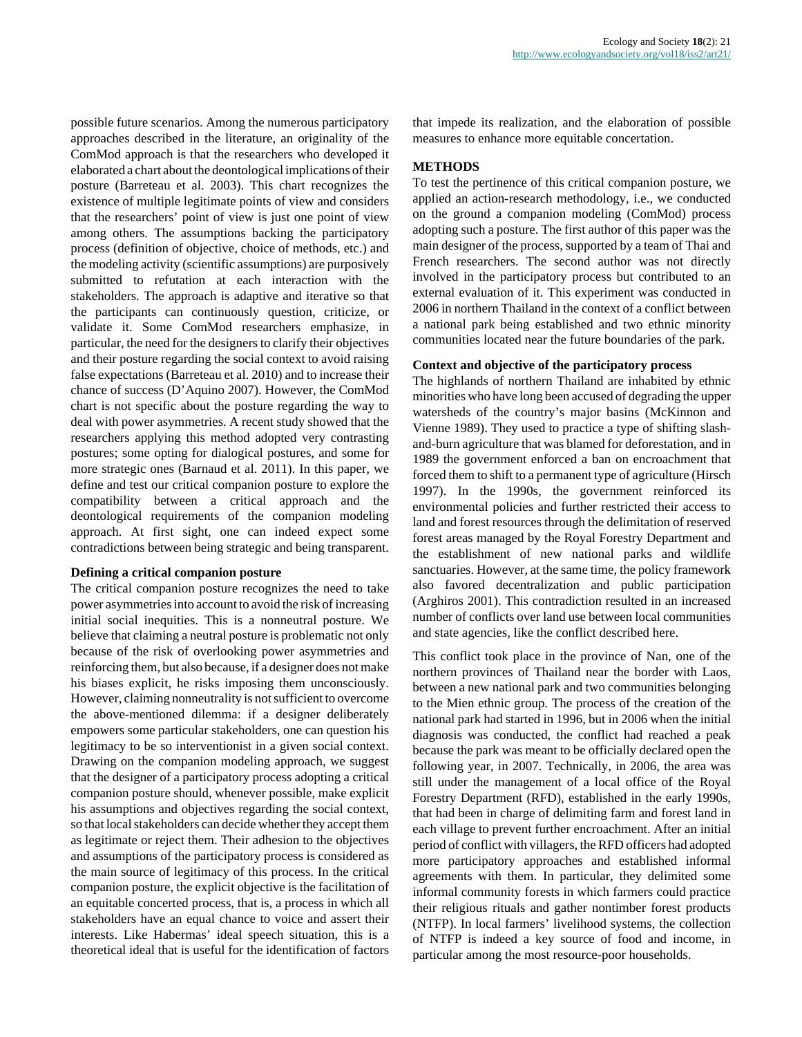possible future scenarios. Among the numerous participatory approaches described in the literature, an originality of the ComMod approach is that the researchers who developed it elaborated a chart about the deontological implications of their posture (Barreteau et al. 2003). This chart recognizes the existence of multiple legitimate points of view and considers that the researchers' point of view is just one point of view among others. The assumptions backing the participatory process (definition of objective, choice of methods, etc.) and the modeling activity (scientific assumptions) are purposively submitted to refutation at each interaction with the stakeholders. The approach is adaptive and iterative so that the participants can continuously question, criticize, or validate it. Some ComMod researchers emphasize, in particular, the need for the designers to clarify their objectives and their posture regarding the social context to avoid raising false expectations (Barreteau et al. 2010) and to increase their chance of success (D'Aquino 2007). However, the ComMod chart is not specific about the posture regarding the way to deal with power asymmetries. A recent study showed that the researchers applying this method adopted very contrasting postures; some opting for dialogical postures, and some for more strategic ones (Barnaud et al. 2011). In this paper, we define and test our critical companion posture to explore the compatibility between a critical approach and the deontological requirements of the companion modeling approach. At first sight, one can indeed expect some contradictions between being strategic and being transparent.

### Defining a critical companion posture

The critical companion posture recognizes the need to take power asymmetries into account to avoid the risk of increasing initial social inequities. This is a nonneutral posture. We believe that claiming a neutral posture is problematic not only because of the risk of overlooking power asymmetries and reinforcing them, but also because, if a designer does not make his biases explicit, he risks imposing them unconsciously. However, claiming nonneutrality is not sufficient to overcome the above-mentioned dilemma: if a designer deliberately empowers some particular stakeholders, one can question his legitimacy to be so interventionist in a given social context. Drawing on the companion modeling approach, we suggest that the designer of a participatory process adopting a critical companion posture should, whenever possible, make explicit his assumptions and objectives regarding the social context, so that local stakeholders can decide whether they accept them as legitimate or reject them. Their adhesion to the objectives and assumptions of the participatory process is considered as the main source of legitimacy of this process. In the critical companion posture, the explicit objective is the facilitation of an equitable concerted process, that is, a process in which all stakeholders have an equal chance to voice and assert their interests. Like Habermas' ideal speech situation, this is a theoretical ideal that is useful for the identification of factors that impede its realization, and the elaboration of possible measures to enhance more equitable concertation.

## METHODS

To test the pertinence of this critical companion posture, we applied an action-research methodology, i.e., we conducted on the ground a companion modeling (ComMod) process adopting such a posture. The first author of this paper was the main designer of the process, supported by a team of Thai and French researchers. The second author was not directly involved in the participatory process but contributed to an external evaluation of it. This experiment was conducted in 2006 in northern Thailand in the context of a conflict between a national park being established and two ethnic minority communities located near the future boundaries of the park.

### Context and objective of the participatory process

The highlands of northern Thailand are inhabited by ethnic minorities who have long been accused of degrading the upper watersheds of the country's major basins (McKinnon and Vienne 1989). They used to practice a type of shifting slash-and-burn agriculture that was blamed for deforestation, and in 1989 the government enforced a ban on encroachment that forced them to shift to a permanent type of agriculture (Hirsch 1997). In the 1990s, the government reinforced its environmental policies and further restricted their access to land and forest resources through the delimitation of reserved forest areas managed by the Royal Forestry Department and the establishment of new national parks and wildlife sanctuaries. However, at the same time, the policy framework also favored decentralization and public participation (Arghiros 2001). This contradiction resulted in an increased number of conflicts over land use between local communities and state agencies, like the conflict described here.

This conflict took place in the province of Nan, one of the northern provinces of Thailand near the border with Laos, between a new national park and two communities belonging to the Mien ethnic group. The process of the creation of the national park had started in 1996, but in 2006 when the initial diagnosis was conducted, the conflict had reached a peak because the park was meant to be officially declared open the following year, in 2007. Technically, in 2006, the area was still under the management of a local office of the Royal Forestry Department (RFD), established in the early 1990s, that had been in charge of delimiting farm and forest land in each village to prevent further encroachment. After an initial period of conflict with villagers, the RFD officers had adopted more participatory approaches and established informal agreements with them. In particular, they delimited some informal community forests in which farmers could practice their religious rituals and gather nontimber forest products (NTFP). In local farmers' livelihood systems, the collection of NTFP is indeed a key source of food and income, in particular among the most resource-poor households.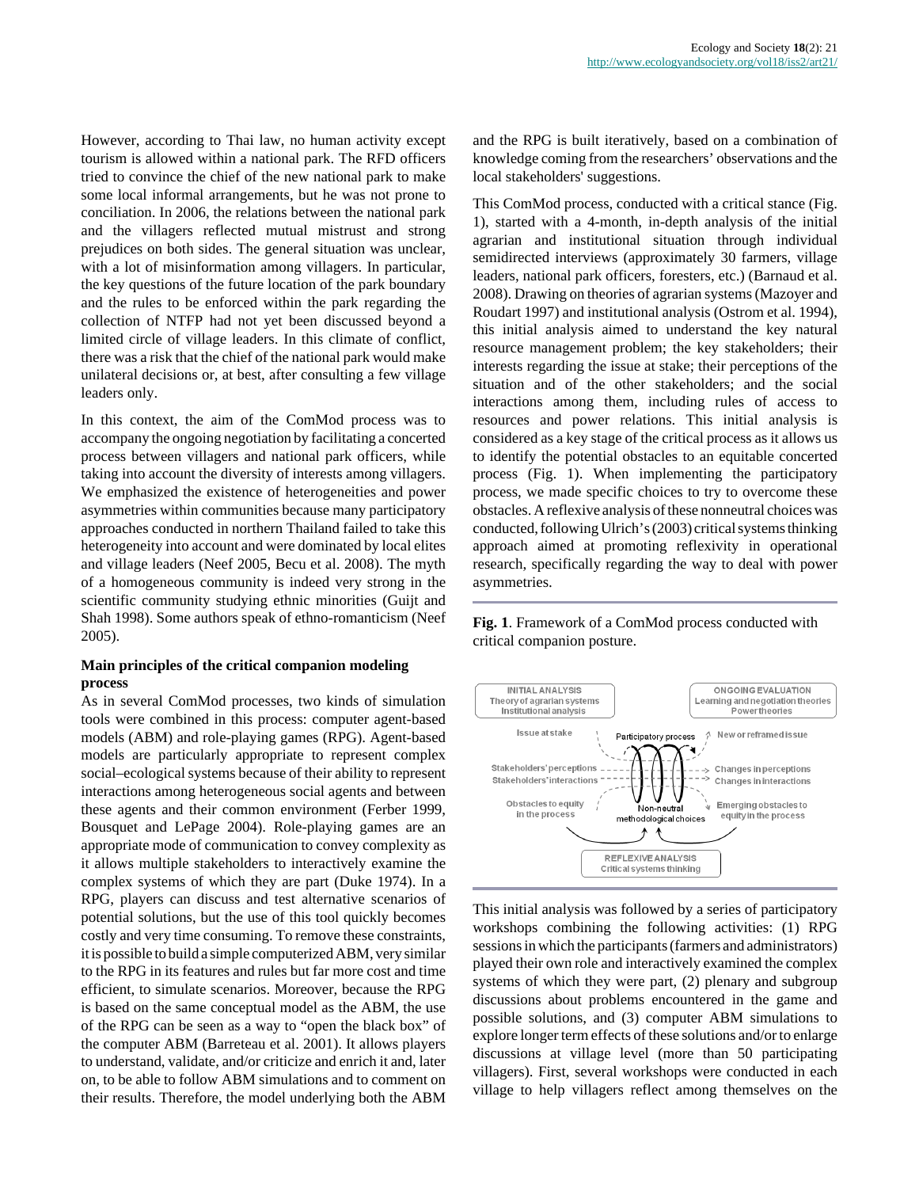However, according to Thai law, no human activity except tourism is allowed within a national park. The RFD officers tried to convince the chief of the new national park to make some local informal arrangements, but he was not prone to conciliation. In 2006, the relations between the national park and the villagers reflected mutual mistrust and strong prejudices on both sides. The general situation was unclear, with a lot of misinformation among villagers. In particular, the key questions of the future location of the park boundary and the rules to be enforced within the park regarding the collection of NTFP had not yet been discussed beyond a limited circle of village leaders. In this climate of conflict, there was a risk that the chief of the national park would make unilateral decisions or, at best, after consulting a few village leaders only.

In this context, the aim of the ComMod process was to accompany the ongoing negotiation by facilitating a concerted process between villagers and national park officers, while taking into account the diversity of interests among villagers. We emphasized the existence of heterogeneities and power asymmetries within communities because many participatory approaches conducted in northern Thailand failed to take this heterogeneity into account and were dominated by local elites and village leaders (Neef 2005, Becu et al. 2008). The myth of a homogeneous community is indeed very strong in the scientific community studying ethnic minorities (Guijt and Shah 1998). Some authors speak of ethno-romanticism (Neef 2005).

### Main principles of the critical companion modeling process

As in several ComMod processes, two kinds of simulation tools were combined in this process: computer agent-based models (ABM) and role-playing games (RPG). Agent-based models are particularly appropriate to represent complex social–ecological systems because of their ability to represent interactions among heterogeneous social agents and between these agents and their common environment (Ferber 1999, Bousquet and LePage 2004). Role-playing games are an appropriate mode of communication to convey complexity as it allows multiple stakeholders to interactively examine the complex systems of which they are part (Duke 1974). In a RPG, players can discuss and test alternative scenarios of potential solutions, but the use of this tool quickly becomes costly and very time consuming. To remove these constraints, it is possible to build a simple computerized ABM, very similar to the RPG in its features and rules but far more cost and time efficient, to simulate scenarios. Moreover, because the RPG is based on the same conceptual model as the ABM, the use of the RPG can be seen as a way to "open the black box" of the computer ABM (Barreteau et al. 2001). It allows players to understand, validate, and/or criticize and enrich it and, later on, to be able to follow ABM simulations and to comment on their results. Therefore, the model underlying both the ABM and the RPG is built iteratively, based on a combination of knowledge coming from the researchers' observations and the local stakeholders' suggestions.

This ComMod process, conducted with a critical stance (Fig. 1), started with a 4-month, in-depth analysis of the initial agrarian and institutional situation through individual semidirected interviews (approximately 30 farmers, village leaders, national park officers, foresters, etc.) (Barnaud et al. 2008). Drawing on theories of agrarian systems (Mazoyer and Roudart 1997) and institutional analysis (Ostrom et al. 1994), this initial analysis aimed to understand the key natural resource management problem; the key stakeholders; their interests regarding the issue at stake; their perceptions of the situation and of the other stakeholders; and the social interactions among them, including rules of access to resources and power relations. This initial analysis is considered as a key stage of the critical process as it allows us to identify the potential obstacles to an equitable concerted process (Fig. 1). When implementing the participatory process, we made specific choices to try to overcome these obstacles. A reflexive analysis of these nonneutral choices was conducted, following Ulrich's (2003) critical systems thinking approach aimed at promoting reflexivity in operational research, specifically regarding the way to deal with power asymmetries.

**Fig. 1**. Framework of a ComMod process conducted with critical companion posture.

This initial analysis was followed by a series of participatory workshops combining the following activities: (1) RPG sessions in which the participants (farmers and administrators) played their own role and interactively examined the complex systems of which they were part, (2) plenary and subgroup discussions about problems encountered in the game and possible solutions, and (3) computer ABM simulations to explore longer term effects of these solutions and/or to enlarge discussions at village level (more than 50 participating villagers). First, several workshops were conducted in each village to help villagers reflect among themselves on the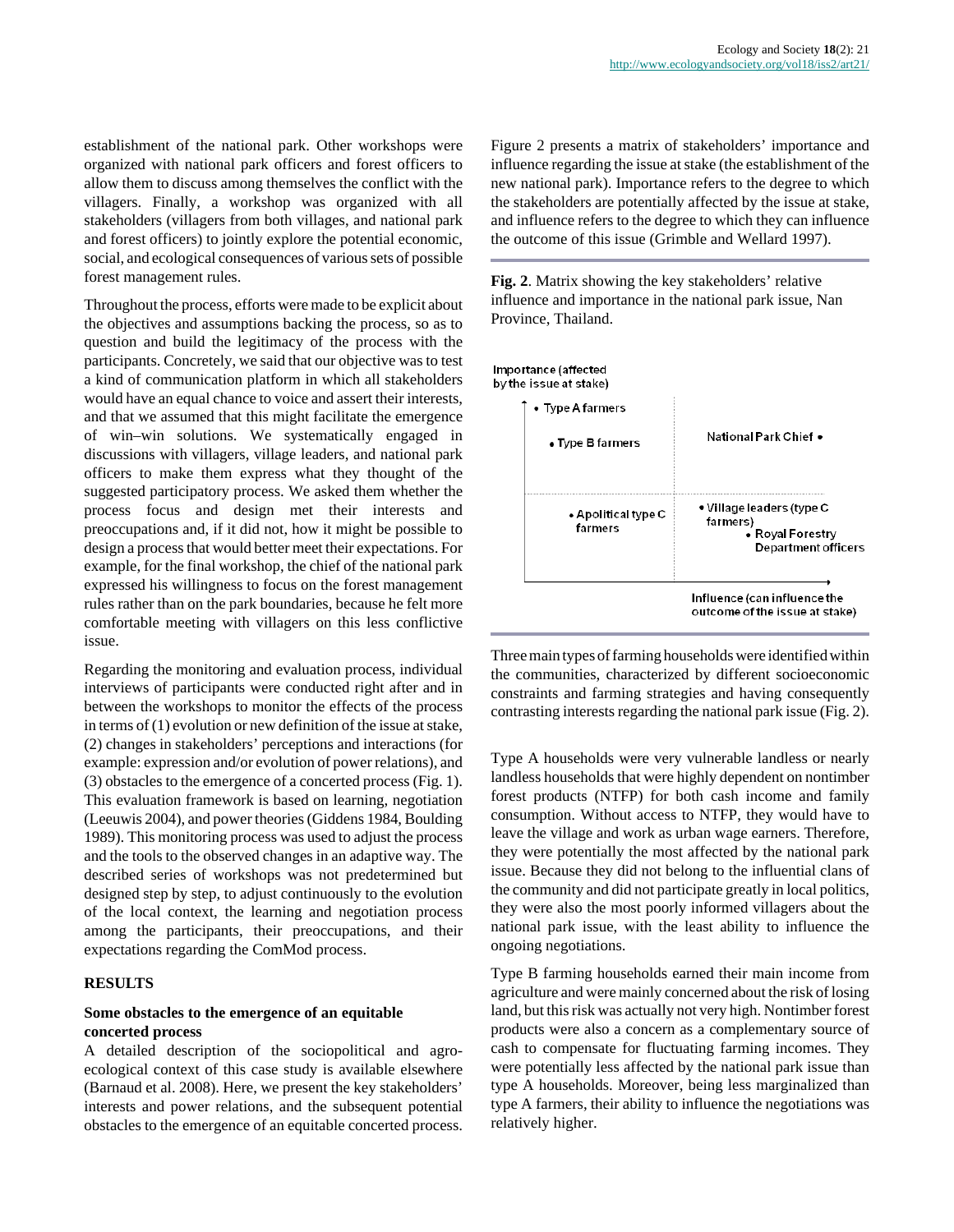establishment of the national park. Other workshops were organized with national park officers and forest officers to allow them to discuss among themselves the conflict with the villagers. Finally, a workshop was organized with all stakeholders (villagers from both villages, and national park and forest officers) to jointly explore the potential economic, social, and ecological consequences of various sets of possible forest management rules.

Throughout the process, efforts were made to be explicit about the objectives and assumptions backing the process, so as to question and build the legitimacy of the process with the participants. Concretely, we said that our objective was to test a kind of communication platform in which all stakeholders would have an equal chance to voice and assert their interests, and that we assumed that this might facilitate the emergence of win–win solutions. We systematically engaged in discussions with villagers, village leaders, and national park officers to make them express what they thought of the suggested participatory process. We asked them whether the process focus and design met their interests and preoccupations and, if it did not, how it might be possible to design a process that would better meet their expectations. For example, for the final workshop, the chief of the national park expressed his willingness to focus on the forest management rules rather than on the park boundaries, because he felt more comfortable meeting with villagers on this less conflictive issue.

Regarding the monitoring and evaluation process, individual interviews of participants were conducted right after and in between the workshops to monitor the effects of the process in terms of (1) evolution or new definition of the issue at stake, (2) changes in stakeholders' perceptions and interactions (for example: expression and/or evolution of power relations), and (3) obstacles to the emergence of a concerted process (Fig. 1). This evaluation framework is based on learning, negotiation (Leeuwis 2004), and power theories (Giddens 1984, Boulding 1989). This monitoring process was used to adjust the process and the tools to the observed changes in an adaptive way. The described series of workshops was not predetermined but designed step by step, to adjust continuously to the evolution of the local context, the learning and negotiation process among the participants, their preoccupations, and their expectations regarding the ComMod process.

## RESULTS

### Some obstacles to the emergence of an equitable concerted process

A detailed description of the sociopolitical and agro-ecological context of this case study is available elsewhere (Barnaud et al. 2008). Here, we present the key stakeholders' interests and power relations, and the subsequent potential obstacles to the emergence of an equitable concerted process. Figure 2 presents a matrix of stakeholders' importance and influence regarding the issue at stake (the establishment of the new national park). Importance refers to the degree to which the stakeholders are potentially affected by the issue at stake, and influence refers to the degree to which they can influence the outcome of this issue (Grimble and Wellard 1997).

**Fig. 2**. Matrix showing the key stakeholders' relative influence and importance in the national park issue, Nan Province, Thailand.

Importance (affected by the issue at stake)

• Type A farmers

• Type B farmers

National Park Chief •

• Apolitical type C farmers

• Village leaders (type C farmers)

• Royal Forestry Department officers

Influence (can influence the outcome of the issue at stake)

Three main types of farming households were identified within the communities, characterized by different socioeconomic constraints and farming strategies and having consequently contrasting interests regarding the national park issue (Fig. 2).

Type A households were very vulnerable landless or nearly landless households that were highly dependent on nontimber forest products (NTFP) for both cash income and family consumption. Without access to NTFP, they would have to leave the village and work as urban wage earners. Therefore, they were potentially the most affected by the national park issue. Because they did not belong to the influential clans of the community and did not participate greatly in local politics, they were also the most poorly informed villagers about the national park issue, with the least ability to influence the ongoing negotiations.

Type B farming households earned their main income from agriculture and were mainly concerned about the risk of losing land, but this risk was actually not very high. Nontimber forest products were also a concern as a complementary source of cash to compensate for fluctuating farming incomes. They were potentially less affected by the national park issue than type A households. Moreover, being less marginalized than type A farmers, their ability to influence the negotiations was relatively higher.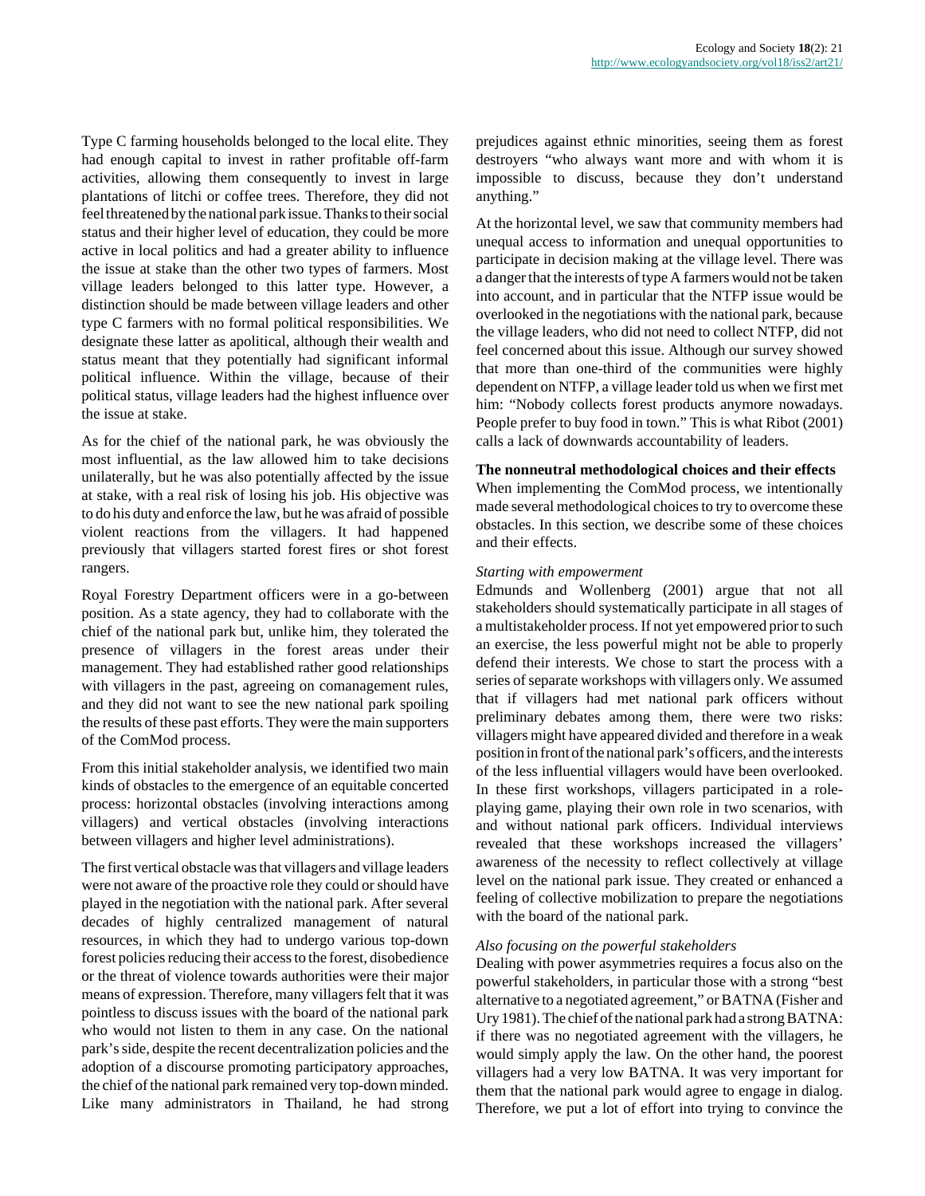Type C farming households belonged to the local elite. They had enough capital to invest in rather profitable off-farm activities, allowing them consequently to invest in large plantations of litchi or coffee trees. Therefore, they did not feel threatened by the national park issue. Thanks to their social status and their higher level of education, they could be more active in local politics and had a greater ability to influence the issue at stake than the other two types of farmers. Most village leaders belonged to this latter type. However, a distinction should be made between village leaders and other type C farmers with no formal political responsibilities. We designate these latter as apolitical, although their wealth and status meant that they potentially had significant informal political influence. Within the village, because of their political status, village leaders had the highest influence over the issue at stake.

As for the chief of the national park, he was obviously the most influential, as the law allowed him to take decisions unilaterally, but he was also potentially affected by the issue at stake, with a real risk of losing his job. His objective was to do his duty and enforce the law, but he was afraid of possible violent reactions from the villagers. It had happened previously that villagers started forest fires or shot forest rangers.

Royal Forestry Department officers were in a go-between position. As a state agency, they had to collaborate with the chief of the national park but, unlike him, they tolerated the presence of villagers in the forest areas under their management. They had established rather good relationships with villagers in the past, agreeing on comanagement rules, and they did not want to see the new national park spoiling the results of these past efforts. They were the main supporters of the ComMod process.

From this initial stakeholder analysis, we identified two main kinds of obstacles to the emergence of an equitable concerted process: horizontal obstacles (involving interactions among villagers) and vertical obstacles (involving interactions between villagers and higher level administrations).

The first vertical obstacle was that villagers and village leaders were not aware of the proactive role they could or should have played in the negotiation with the national park. After several decades of highly centralized management of natural resources, in which they had to undergo various top-down forest policies reducing their access to the forest, disobedience or the threat of violence towards authorities were their major means of expression. Therefore, many villagers felt that it was pointless to discuss issues with the board of the national park who would not listen to them in any case. On the national park's side, despite the recent decentralization policies and the adoption of a discourse promoting participatory approaches, the chief of the national park remained very top-down minded. Like many administrators in Thailand, he had strong prejudices against ethnic minorities, seeing them as forest destroyers "who always want more and with whom it is impossible to discuss, because they don't understand anything."

At the horizontal level, we saw that community members had unequal access to information and unequal opportunities to participate in decision making at the village level. There was a danger that the interests of type A farmers would not be taken into account, and in particular that the NTFP issue would be overlooked in the negotiations with the national park, because the village leaders, who did not need to collect NTFP, did not feel concerned about this issue. Although our survey showed that more than one-third of the communities were highly dependent on NTFP, a village leader told us when we first met him: "Nobody collects forest products anymore nowadays. People prefer to buy food in town." This is what Ribot (2001) calls a lack of downwards accountability of leaders.

### The nonneutral methodological choices and their effects

When implementing the ComMod process, we intentionally made several methodological choices to try to overcome these obstacles. In this section, we describe some of these choices and their effects.

#### *Starting with empowerment*

Edmunds and Wollenberg (2001) argue that not all stakeholders should systematically participate in all stages of a multistakeholder process. If not yet empowered prior to such an exercise, the less powerful might not be able to properly defend their interests. We chose to start the process with a series of separate workshops with villagers only. We assumed that if villagers had met national park officers without preliminary debates among them, there were two risks: villagers might have appeared divided and therefore in a weak position in front of the national park's officers, and the interests of the less influential villagers would have been overlooked. In these first workshops, villagers participated in a role-playing game, playing their own role in two scenarios, with and without national park officers. Individual interviews revealed that these workshops increased the villagers' awareness of the necessity to reflect collectively at village level on the national park issue. They created or enhanced a feeling of collective mobilization to prepare the negotiations with the board of the national park.

#### *Also focusing on the powerful stakeholders*

Dealing with power asymmetries requires a focus also on the powerful stakeholders, in particular those with a strong "best alternative to a negotiated agreement," or BATNA (Fisher and Ury 1981). The chief of the national park had a strong BATNA: if there was no negotiated agreement with the villagers, he would simply apply the law. On the other hand, the poorest villagers had a very low BATNA. It was very important for them that the national park would agree to engage in dialog. Therefore, we put a lot of effort into trying to convince the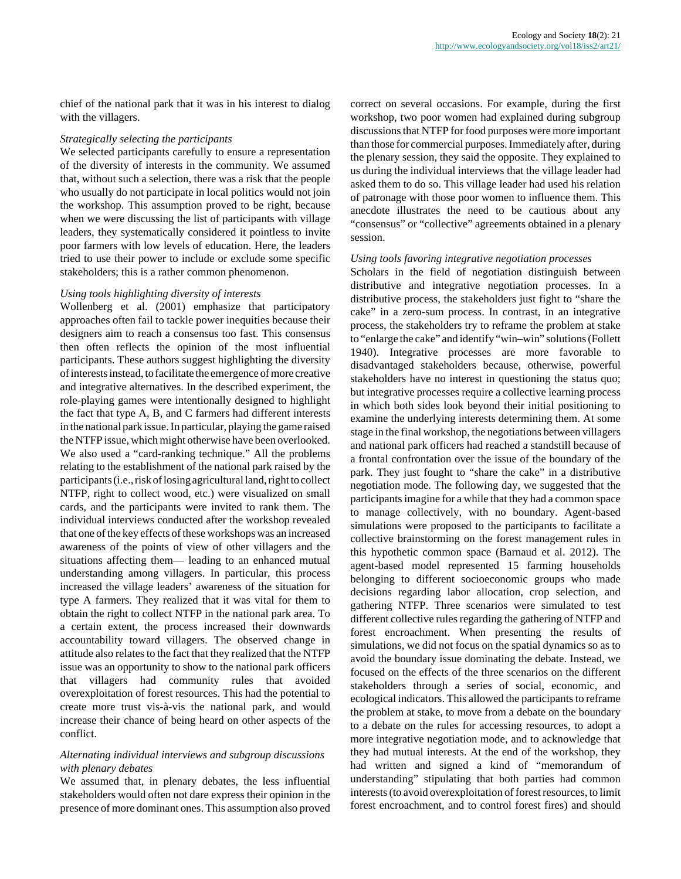chief of the national park that it was in his interest to dialog with the villagers.

*Strategically selecting the participants*

We selected participants carefully to ensure a representation of the diversity of interests in the community. We assumed that, without such a selection, there was a risk that the people who usually do not participate in local politics would not join the workshop. This assumption proved to be right, because when we were discussing the list of participants with village leaders, they systematically considered it pointless to invite poor farmers with low levels of education. Here, the leaders tried to use their power to include or exclude some specific stakeholders; this is a rather common phenomenon.

*Using tools highlighting diversity of interests*

Wollenberg et al. (2001) emphasize that participatory approaches often fail to tackle power inequities because their designers aim to reach a consensus too fast. This consensus then often reflects the opinion of the most influential participants. These authors suggest highlighting the diversity of interests instead, to facilitate the emergence of more creative and integrative alternatives. In the described experiment, the role-playing games were intentionally designed to highlight the fact that type A, B, and C farmers had different interests in the national park issue. In particular, playing the game raised the NTFP issue, which might otherwise have been overlooked. We also used a "card-ranking technique." All the problems relating to the establishment of the national park raised by the participants (i.e., risk of losing agricultural land, right to collect NTFP, right to collect wood, etc.) were visualized on small cards, and the participants were invited to rank them. The individual interviews conducted after the workshop revealed that one of the key effects of these workshops was an increased awareness of the points of view of other villagers and the situations affecting them— leading to an enhanced mutual understanding among villagers. In particular, this process increased the village leaders' awareness of the situation for type A farmers. They realized that it was vital for them to obtain the right to collect NTFP in the national park area. To a certain extent, the process increased their downwards accountability toward villagers. The observed change in attitude also relates to the fact that they realized that the NTFP issue was an opportunity to show to the national park officers that villagers had community rules that avoided overexploitation of forest resources. This had the potential to create more trust vis-à-vis the national park, and would increase their chance of being heard on other aspects of the conflict.

*Alternating individual interviews and subgroup discussions with plenary debates*

We assumed that, in plenary debates, the less influential stakeholders would often not dare express their opinion in the presence of more dominant ones. This assumption also proved correct on several occasions. For example, during the first workshop, two poor women had explained during subgroup discussions that NTFP for food purposes were more important than those for commercial purposes. Immediately after, during the plenary session, they said the opposite. They explained to us during the individual interviews that the village leader had asked them to do so. This village leader had used his relation of patronage with those poor women to influence them. This anecdote illustrates the need to be cautious about any "consensus" or "collective" agreements obtained in a plenary session.

*Using tools favoring integrative negotiation processes*

Scholars in the field of negotiation distinguish between distributive and integrative negotiation processes. In a distributive process, the stakeholders just fight to "share the cake" in a zero-sum process. In contrast, in an integrative process, the stakeholders try to reframe the problem at stake to "enlarge the cake" and identify "win–win" solutions (Follett 1940). Integrative processes are more favorable to disadvantaged stakeholders because, otherwise, powerful stakeholders have no interest in questioning the status quo; but integrative processes require a collective learning process in which both sides look beyond their initial positioning to examine the underlying interests determining them. At some stage in the final workshop, the negotiations between villagers and national park officers had reached a standstill because of a frontal confrontation over the issue of the boundary of the park. They just fought to "share the cake" in a distributive negotiation mode. The following day, we suggested that the participants imagine for a while that they had a common space to manage collectively, with no boundary. Agent-based simulations were proposed to the participants to facilitate a collective brainstorming on the forest management rules in this hypothetic common space (Barnaud et al. 2012). The agent-based model represented 15 farming households belonging to different socioeconomic groups who made decisions regarding labor allocation, crop selection, and gathering NTFP. Three scenarios were simulated to test different collective rules regarding the gathering of NTFP and forest encroachment. When presenting the results of simulations, we did not focus on the spatial dynamics so as to avoid the boundary issue dominating the debate. Instead, we focused on the effects of the three scenarios on the different stakeholders through a series of social, economic, and ecological indicators. This allowed the participants to reframe the problem at stake, to move from a debate on the boundary to a debate on the rules for accessing resources, to adopt a more integrative negotiation mode, and to acknowledge that they had mutual interests. At the end of the workshop, they had written and signed a kind of "memorandum of understanding" stipulating that both parties had common interests (to avoid overexploitation of forest resources, to limit forest encroachment, and to control forest fires) and should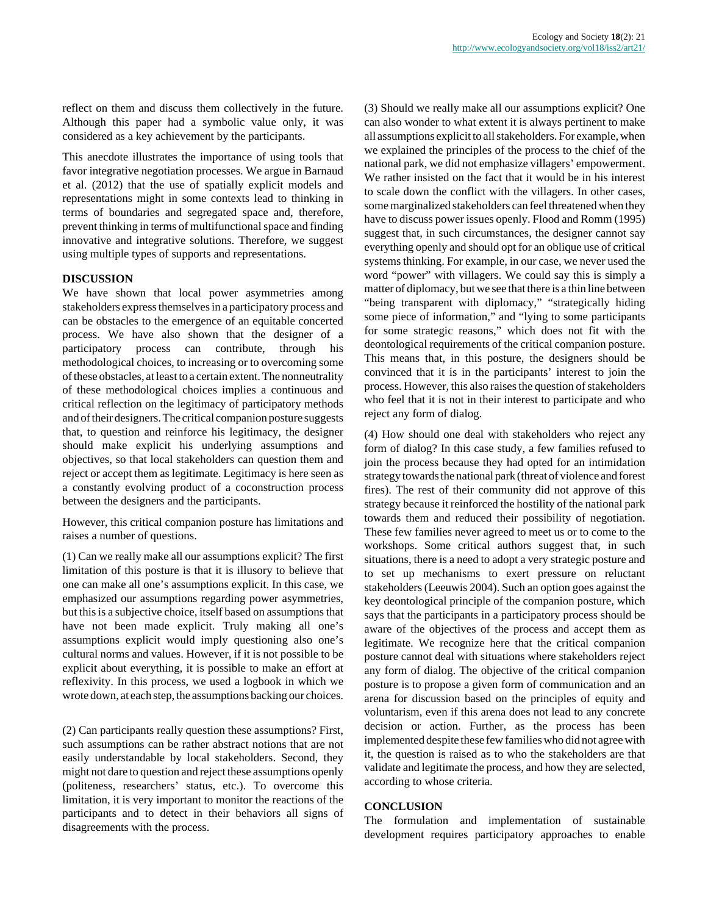reflect on them and discuss them collectively in the future. Although this paper had a symbolic value only, it was considered as a key achievement by the participants.

This anecdote illustrates the importance of using tools that favor integrative negotiation processes. We argue in Barnaud et al. (2012) that the use of spatially explicit models and representations might in some contexts lead to thinking in terms of boundaries and segregated space and, therefore, prevent thinking in terms of multifunctional space and finding innovative and integrative solutions. Therefore, we suggest using multiple types of supports and representations.

## DISCUSSION

We have shown that local power asymmetries among stakeholders express themselves in a participatory process and can be obstacles to the emergence of an equitable concerted process. We have also shown that the designer of a participatory process can contribute, through his methodological choices, to increasing or to overcoming some of these obstacles, at least to a certain extent. The nonneutrality of these methodological choices implies a continuous and critical reflection on the legitimacy of participatory methods and of their designers. The critical companion posture suggests that, to question and reinforce his legitimacy, the designer should make explicit his underlying assumptions and objectives, so that local stakeholders can question them and reject or accept them as legitimate. Legitimacy is here seen as a constantly evolving product of a coconstruction process between the designers and the participants.

However, this critical companion posture has limitations and raises a number of questions.

(1) Can we really make all our assumptions explicit? The first limitation of this posture is that it is illusory to believe that one can make all one's assumptions explicit. In this case, we emphasized our assumptions regarding power asymmetries, but this is a subjective choice, itself based on assumptions that have not been made explicit. Truly making all one's assumptions explicit would imply questioning also one's cultural norms and values. However, if it is not possible to be explicit about everything, it is possible to make an effort at reflexivity. In this process, we used a logbook in which we wrote down, at each step, the assumptions backing our choices.

(2) Can participants really question these assumptions? First, such assumptions can be rather abstract notions that are not easily understandable by local stakeholders. Second, they might not dare to question and reject these assumptions openly (politeness, researchers' status, etc.). To overcome this limitation, it is very important to monitor the reactions of the participants and to detect in their behaviors all signs of disagreements with the process.

(3) Should we really make all our assumptions explicit? One can also wonder to what extent it is always pertinent to make all assumptions explicit to all stakeholders. For example, when we explained the principles of the process to the chief of the national park, we did not emphasize villagers' empowerment. We rather insisted on the fact that it would be in his interest to scale down the conflict with the villagers. In other cases, some marginalized stakeholders can feel threatened when they have to discuss power issues openly. Flood and Romm (1995) suggest that, in such circumstances, the designer cannot say everything openly and should opt for an oblique use of critical systems thinking. For example, in our case, we never used the word "power" with villagers. We could say this is simply a matter of diplomacy, but we see that there is a thin line between "being transparent with diplomacy," "strategically hiding some piece of information," and "lying to some participants for some strategic reasons," which does not fit with the deontological requirements of the critical companion posture. This means that, in this posture, the designers should be convinced that it is in the participants' interest to join the process. However, this also raises the question of stakeholders who feel that it is not in their interest to participate and who reject any form of dialog.

(4) How should one deal with stakeholders who reject any form of dialog? In this case study, a few families refused to join the process because they had opted for an intimidation strategy towards the national park (threat of violence and forest fires). The rest of their community did not approve of this strategy because it reinforced the hostility of the national park towards them and reduced their possibility of negotiation. These few families never agreed to meet us or to come to the workshops. Some critical authors suggest that, in such situations, there is a need to adopt a very strategic posture and to set up mechanisms to exert pressure on reluctant stakeholders (Leeuwis 2004). Such an option goes against the key deontological principle of the companion posture, which says that the participants in a participatory process should be aware of the objectives of the process and accept them as legitimate. We recognize here that the critical companion posture cannot deal with situations where stakeholders reject any form of dialog. The objective of the critical companion posture is to propose a given form of communication and an arena for discussion based on the principles of equity and voluntarism, even if this arena does not lead to any concrete decision or action. Further, as the process has been implemented despite these few families who did not agree with it, the question is raised as to who the stakeholders are that validate and legitimate the process, and how they are selected, according to whose criteria.

## CONCLUSION

The formulation and implementation of sustainable development requires participatory approaches to enable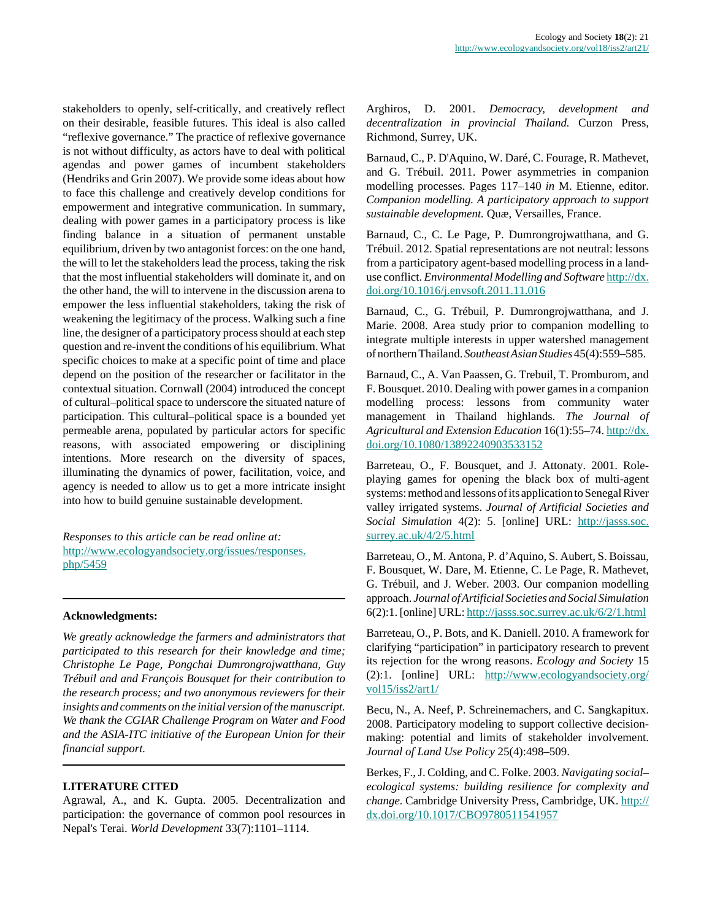stakeholders to openly, self-critically, and creatively reflect on their desirable, feasible futures. This ideal is also called "reflexive governance." The practice of reflexive governance is not without difficulty, as actors have to deal with political agendas and power games of incumbent stakeholders (Hendriks and Grin 2007). We provide some ideas about how to face this challenge and creatively develop conditions for empowerment and integrative communication. In summary, dealing with power games in a participatory process is like finding balance in a situation of permanent unstable equilibrium, driven by two antagonist forces: on the one hand, the will to let the stakeholders lead the process, taking the risk that the most influential stakeholders will dominate it, and on the other hand, the will to intervene in the discussion arena to empower the less influential stakeholders, taking the risk of weakening the legitimacy of the process. Walking such a fine line, the designer of a participatory process should at each step question and re-invent the conditions of his equilibrium. What specific choices to make at a specific point of time and place depend on the position of the researcher or facilitator in the contextual situation. Cornwall (2004) introduced the concept of cultural–political space to underscore the situated nature of participation. This cultural–political space is a bounded yet permeable arena, populated by particular actors for specific reasons, with associated empowering or disciplining intentions. More research on the diversity of spaces, illuminating the dynamics of power, facilitation, voice, and agency is needed to allow us to get a more intricate insight into how to build genuine sustainable development.

*Responses to this article can be read online at:*
http://www.ecologyandsociety.org/issues/responses.php/5459

## Acknowledgments:

*We greatly acknowledge the farmers and administrators that participated to this research for their knowledge and time; Christophe Le Page, Pongchai Dumrongrojwatthana, Guy Trébuil and and François Bousquet for their contribution to the research process; and two anonymous reviewers for their insights and comments on the initial version of the manuscript. We thank the CGIAR Challenge Program on Water and Food and the ASIA-ITC initiative of the European Union for their financial support.*

## LITERATURE CITED

Agrawal, A., and K. Gupta. 2005. Decentralization and participation: the governance of common pool resources in Nepal's Terai. *World Development* 33(7):1101–1114.

Arghiros, D. 2001. *Democracy, development and decentralization in provincial Thailand.* Curzon Press, Richmond, Surrey, UK.

Barnaud, C., P. D'Aquino, W. Daré, C. Fourage, R. Mathevet, and G. Trébuil. 2011. Power asymmetries in companion modelling processes. Pages 117–140 *in* M. Etienne, editor. *Companion modelling. A participatory approach to support sustainable development.* Quæ, Versailles, France.

Barnaud, C., C. Le Page, P. Dumrongrojwatthana, and G. Trébuil. 2012. Spatial representations are not neutral: lessons from a participatory agent-based modelling process in a land-use conflict. *Environmental Modelling and Software* http://dx.doi.org/10.1016/j.envsoft.2011.11.016

Barnaud, C., G. Trébuil, P. Dumrongrojwatthana, and J. Marie. 2008. Area study prior to companion modelling to integrate multiple interests in upper watershed management of northern Thailand. *Southeast Asian Studies* 45(4):559–585.

Barnaud, C., A. Van Paassen, G. Trebuil, T. Promburom, and F. Bousquet. 2010. Dealing with power games in a companion modelling process: lessons from community water management in Thailand highlands. *The Journal of Agricultural and Extension Education* 16(1):55–74. http://dx.doi.org/10.1080/13892240903533152

Barreteau, O., F. Bousquet, and J. Attonaty. 2001. Role-playing games for opening the black box of multi-agent systems: method and lessons of its application to Senegal River valley irrigated systems. *Journal of Artificial Societies and Social Simulation* 4(2): 5. [online] URL: http://jasss.soc.surrey.ac.uk/4/2/5.html

Barreteau, O., M. Antona, P. d'Aquino, S. Aubert, S. Boissau, F. Bousquet, W. Dare, M. Etienne, C. Le Page, R. Mathevet, G. Trébuil, and J. Weber. 2003. Our companion modelling approach. *Journal of Artificial Societies and Social Simulation* 6(2):1. [online] URL: http://jasss.soc.surrey.ac.uk/6/2/1.html

Barreteau, O., P. Bots, and K. Daniell. 2010. A framework for clarifying "participation" in participatory research to prevent its rejection for the wrong reasons. *Ecology and Society* 15 (2):1. [online] URL: http://www.ecologyandsociety.org/vol15/iss2/art1/

Becu, N., A. Neef, P. Schreinemachers, and C. Sangkapitux. 2008. Participatory modeling to support collective decision-making: potential and limits of stakeholder involvement. *Journal of Land Use Policy* 25(4):498–509.

Berkes, F., J. Colding, and C. Folke. 2003. *Navigating social–ecological systems: building resilience for complexity and change.* Cambridge University Press, Cambridge, UK. http://dx.doi.org/10.1017/CBO9780511541957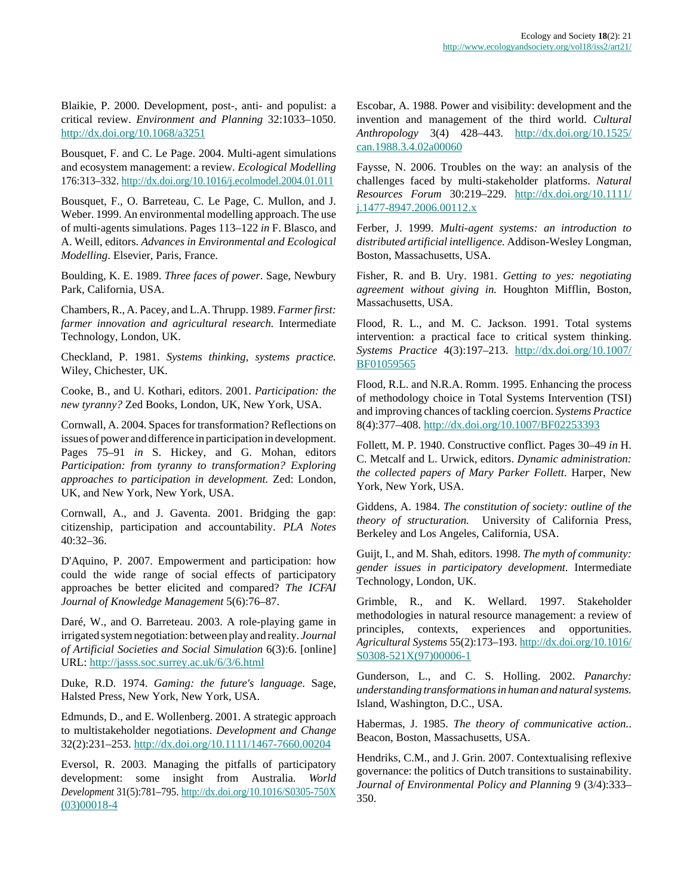Blaikie, P. 2000. Development, post-, anti- and populist: a critical review. *Environment and Planning* 32:1033–1050. http://dx.doi.org/10.1068/a3251

Bousquet, F. and C. Le Page. 2004. Multi-agent simulations and ecosystem management: a review. *Ecological Modelling* 176:313–332. http://dx.doi.org/10.1016/j.ecolmodel.2004.01.011

Bousquet, F., O. Barreteau, C. Le Page, C. Mullon, and J. Weber. 1999. An environmental modelling approach. The use of multi-agents simulations. Pages 113–122 *in* F. Blasco, and A. Weill, editors. *Advances in Environmental and Ecological Modelling*. Elsevier, Paris, France.

Boulding, K. E. 1989. *Three faces of power*. Sage, Newbury Park, California, USA.

Chambers, R., A. Pacey, and L.A. Thrupp. 1989. *Farmer first: farmer innovation and agricultural research.* Intermediate Technology, London, UK.

Checkland, P. 1981. *Systems thinking, systems practice.* Wiley, Chichester, UK.

Cooke, B., and U. Kothari, editors. 2001. *Participation: the new tyranny?* Zed Books, London, UK, New York, USA.

Cornwall, A. 2004. Spaces for transformation? Reflections on issues of power and difference in participation in development. Pages 75–91 *in* S. Hickey, and G. Mohan, editors *Participation: from tyranny to transformation? Exploring approaches to participation in development.* Zed: London, UK, and New York, New York, USA.

Cornwall, A., and J. Gaventa. 2001. Bridging the gap: citizenship, participation and accountability. *PLA Notes* 40:32–36.

D'Aquino, P. 2007. Empowerment and participation: how could the wide range of social effects of participatory approaches be better elicited and compared? *The ICFAI Journal of Knowledge Management* 5(6):76–87.

Daré, W., and O. Barreteau. 2003. A role-playing game in irrigated system negotiation: between play and reality. *Journal of Artificial Societies and Social Simulation* 6(3):6. [online] URL: http://jasss.soc.surrey.ac.uk/6/3/6.html

Duke, R.D. 1974. *Gaming: the future's language*. Sage, Halsted Press, New York, New York, USA.

Edmunds, D., and E. Wollenberg. 2001. A strategic approach to multistakeholder negotiations. *Development and Change* 32(2):231–253. http://dx.doi.org/10.1111/1467-7660.00204

Eversol, R. 2003. Managing the pitfalls of participatory development: some insight from Australia. *World Development* 31(5):781–795. http://dx.doi.org/10.1016/S0305-750X(03)00018-4

Escobar, A. 1988. Power and visibility: development and the invention and management of the third world. *Cultural Anthropology* 3(4) 428–443. http://dx.doi.org/10.1525/can.1988.3.4.02a00060

Faysse, N. 2006. Troubles on the way: an analysis of the challenges faced by multi-stakeholder platforms. *Natural Resources Forum* 30:219–229. http://dx.doi.org/10.1111/j.1477-8947.2006.00112.x

Ferber, J. 1999. *Multi-agent systems: an introduction to distributed artificial intelligence.* Addison-Wesley Longman, Boston, Massachusetts, USA.

Fisher, R. and B. Ury. 1981. *Getting to yes: negotiating agreement without giving in.* Houghton Mifflin, Boston, Massachusetts, USA.

Flood, R. L., and M. C. Jackson. 1991. Total systems intervention: a practical face to critical system thinking. *Systems Practice* 4(3):197–213. http://dx.doi.org/10.1007/BF01059565

Flood, R.L. and N.R.A. Romm. 1995. Enhancing the process of methodology choice in Total Systems Intervention (TSI) and improving chances of tackling coercion. *Systems Practice* 8(4):377–408. http://dx.doi.org/10.1007/BF02253393

Follett, M. P. 1940. Constructive conflict. Pages 30–49 *in* H. C. Metcalf and L. Urwick, editors. *Dynamic administration: the collected papers of Mary Parker Follett*. Harper, New York, New York, USA.

Giddens, A. 1984. *The constitution of society: outline of the theory of structuration.* University of California Press, Berkeley and Los Angeles, California, USA.

Guijt, I., and M. Shah, editors. 1998. *The myth of community: gender issues in participatory development.* Intermediate Technology, London, UK.

Grimble, R., and K. Wellard. 1997. Stakeholder methodologies in natural resource management: a review of principles, contexts, experiences and opportunities. *Agricultural Systems* 55(2):173–193. http://dx.doi.org/10.1016/S0308-521X(97)00006-1

Gunderson, L., and C. S. Holling. 2002. *Panarchy: understanding transformations in human and natural systems.* Island, Washington, D.C., USA.

Habermas, J. 1985. *The theory of communicative action.*. Beacon, Boston, Massachusetts, USA.

Hendriks, C.M., and J. Grin. 2007. Contextualising reflexive governance: the politics of Dutch transitions to sustainability. *Journal of Environmental Policy and Planning* 9 (3/4):333–350.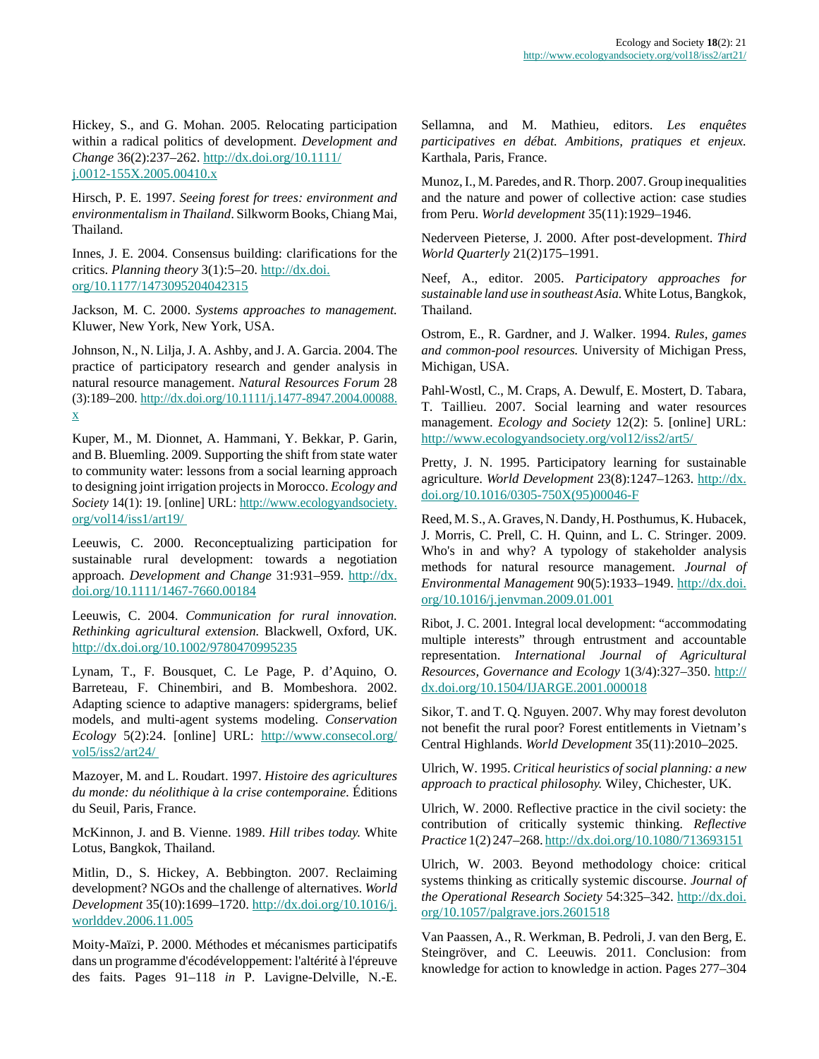Hickey, S., and G. Mohan. 2005. Relocating participation within a radical politics of development. *Development and Change* 36(2):237–262. http://dx.doi.org/10.1111/j.0012-155X.2005.00410.x

Hirsch, P. E. 1997. *Seeing forest for trees: environment and environmentalism in Thailand*. Silkworm Books, Chiang Mai, Thailand.

Innes, J. E. 2004. Consensus building: clarifications for the critics. *Planning theory* 3(1):5–20. http://dx.doi.org/10.1177/1473095204042315

Jackson, M. C. 2000. *Systems approaches to management.* Kluwer, New York, New York, USA.

Johnson, N., N. Lilja, J. A. Ashby, and J. A. Garcia. 2004. The practice of participatory research and gender analysis in natural resource management. *Natural Resources Forum* 28 (3):189–200. http://dx.doi.org/10.1111/j.1477-8947.2004.00088.x

Kuper, M., M. Dionnet, A. Hammani, Y. Bekkar, P. Garin, and B. Bluemling. 2009. Supporting the shift from state water to community water: lessons from a social learning approach to designing joint irrigation projects in Morocco. *Ecology and Society* 14(1): 19. [online] URL: http://www.ecologyandsociety.org/vol14/iss1/art19/

Leeuwis, C. 2000. Reconceptualizing participation for sustainable rural development: towards a negotiation approach. *Development and Change* 31:931–959. http://dx.doi.org/10.1111/1467-7660.00184

Leeuwis, C. 2004. *Communication for rural innovation. Rethinking agricultural extension.* Blackwell, Oxford, UK. http://dx.doi.org/10.1002/9780470995235

Lynam, T., F. Bousquet, C. Le Page, P. d'Aquino, O. Barreteau, F. Chinembiri, and B. Mombeshora. 2002. Adapting science to adaptive managers: spidergrams, belief models, and multi-agent systems modeling. *Conservation Ecology* 5(2):24. [online] URL: http://www.consecol.org/vol5/iss2/art24/

Mazoyer, M. and L. Roudart. 1997. *Histoire des agricultures du monde: du néolithique à la crise contemporaine.* Éditions du Seuil, Paris, France.

McKinnon, J. and B. Vienne. 1989. *Hill tribes today.* White Lotus, Bangkok, Thailand.

Mitlin, D., S. Hickey, A. Bebbington. 2007. Reclaiming development? NGOs and the challenge of alternatives. *World Development* 35(10):1699–1720. http://dx.doi.org/10.1016/j.worlddev.2006.11.005

Moity-Maïzi, P. 2000. Méthodes et mécanismes participatifs dans un programme d'écodéveloppement: l'altérité à l'épreuve des faits. Pages 91–118 *in* P. Lavigne-Delville, N.-E. Sellamna, and M. Mathieu, editors. *Les enquêtes participatives en débat. Ambitions, pratiques et enjeux.* Karthala, Paris, France.

Munoz, I., M. Paredes, and R. Thorp. 2007. Group inequalities and the nature and power of collective action: case studies from Peru. *World development* 35(11):1929–1946.

Nederveen Pieterse, J. 2000. After post-development. *Third World Quarterly* 21(2)175–1991.

Neef, A., editor. 2005. *Participatory approaches for sustainable land use in southeast Asia.* White Lotus, Bangkok, Thailand.

Ostrom, E., R. Gardner, and J. Walker. 1994. *Rules, games and common-pool resources.* University of Michigan Press, Michigan, USA.

Pahl-Wostl, C., M. Craps, A. Dewulf, E. Mostert, D. Tabara, T. Taillieu. 2007. Social learning and water resources management. *Ecology and Society* 12(2): 5. [online] URL: http://www.ecologyandsociety.org/vol12/iss2/art5/

Pretty, J. N. 1995. Participatory learning for sustainable agriculture. *World Development* 23(8):1247–1263. http://dx.doi.org/10.1016/0305-750X(95)00046-F

Reed, M. S., A. Graves, N. Dandy, H. Posthumus, K. Hubacek, J. Morris, C. Prell, C. H. Quinn, and L. C. Stringer. 2009. Who's in and why? A typology of stakeholder analysis methods for natural resource management. *Journal of Environmental Management* 90(5):1933–1949. http://dx.doi.org/10.1016/j.jenvman.2009.01.001

Ribot, J. C. 2001. Integral local development: "accommodating multiple interests" through entrustment and accountable representation. *International Journal of Agricultural Resources, Governance and Ecology* 1(3/4):327–350. http://dx.doi.org/10.1504/IJARGE.2001.000018

Sikor, T. and T. Q. Nguyen. 2007. Why may forest devoluton not benefit the rural poor? Forest entitlements in Vietnam's Central Highlands. *World Development* 35(11):2010–2025.

Ulrich, W. 1995. *Critical heuristics of social planning: a new approach to practical philosophy.* Wiley, Chichester, UK.

Ulrich, W. 2000. Reflective practice in the civil society: the contribution of critically systemic thinking. *Reflective Practice* 1(2) 247–268. http://dx.doi.org/10.1080/713693151

Ulrich, W. 2003. Beyond methodology choice: critical systems thinking as critically systemic discourse. *Journal of the Operational Research Society* 54:325–342. http://dx.doi.org/10.1057/palgrave.jors.2601518

Van Paassen, A., R. Werkman, B. Pedroli, J. van den Berg, E. Steingröver, and C. Leeuwis. 2011. Conclusion: from knowledge for action to knowledge in action. Pages 277–304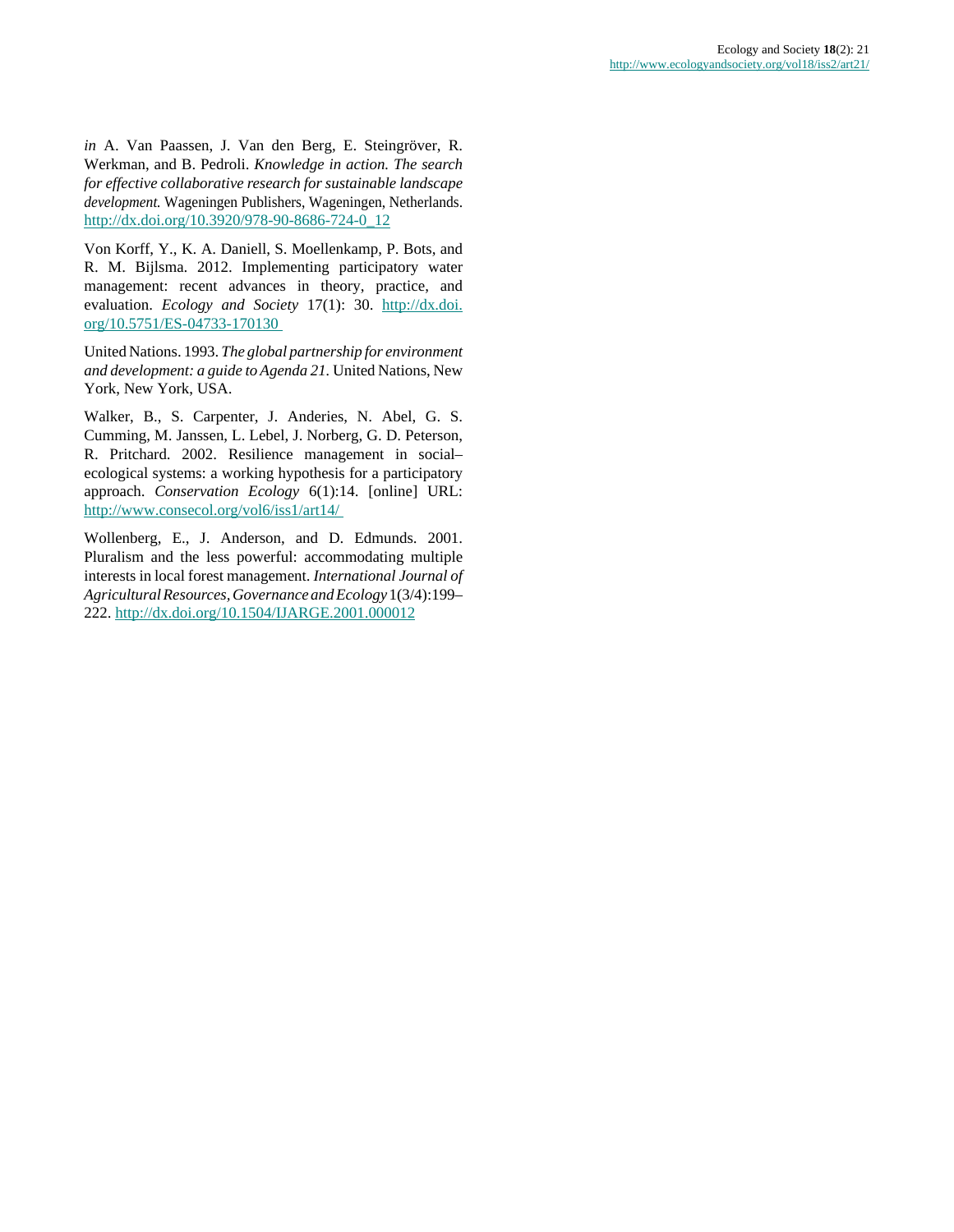*in* A. Van Paassen, J. Van den Berg, E. Steingröver, R. Werkman, and B. Pedroli. *Knowledge in action. The search for effective collaborative research for sustainable landscape development.* Wageningen Publishers, Wageningen, Netherlands. http://dx.doi.org/10.3920/978-90-8686-724-0_12

Von Korff, Y., K. A. Daniell, S. Moellenkamp, P. Bots, and R. M. Bijlsma. 2012. Implementing participatory water management: recent advances in theory, practice, and evaluation. *Ecology and Society* 17(1): 30. http://dx.doi.org/10.5751/ES-04733-170130

United Nations. 1993. *The global partnership for environment and development: a guide to Agenda 21.* United Nations, New York, New York, USA.

Walker, B., S. Carpenter, J. Anderies, N. Abel, G. S. Cumming, M. Janssen, L. Lebel, J. Norberg, G. D. Peterson, R. Pritchard. 2002. Resilience management in social–ecological systems: a working hypothesis for a participatory approach. *Conservation Ecology* 6(1):14. [online] URL: http://www.consecol.org/vol6/iss1/art14/

Wollenberg, E., J. Anderson, and D. Edmunds. 2001. Pluralism and the less powerful: accommodating multiple interests in local forest management. *International Journal of Agricultural Resources, Governance and Ecology* 1(3/4):199–222. http://dx.doi.org/10.1504/IJARGE.2001.000012